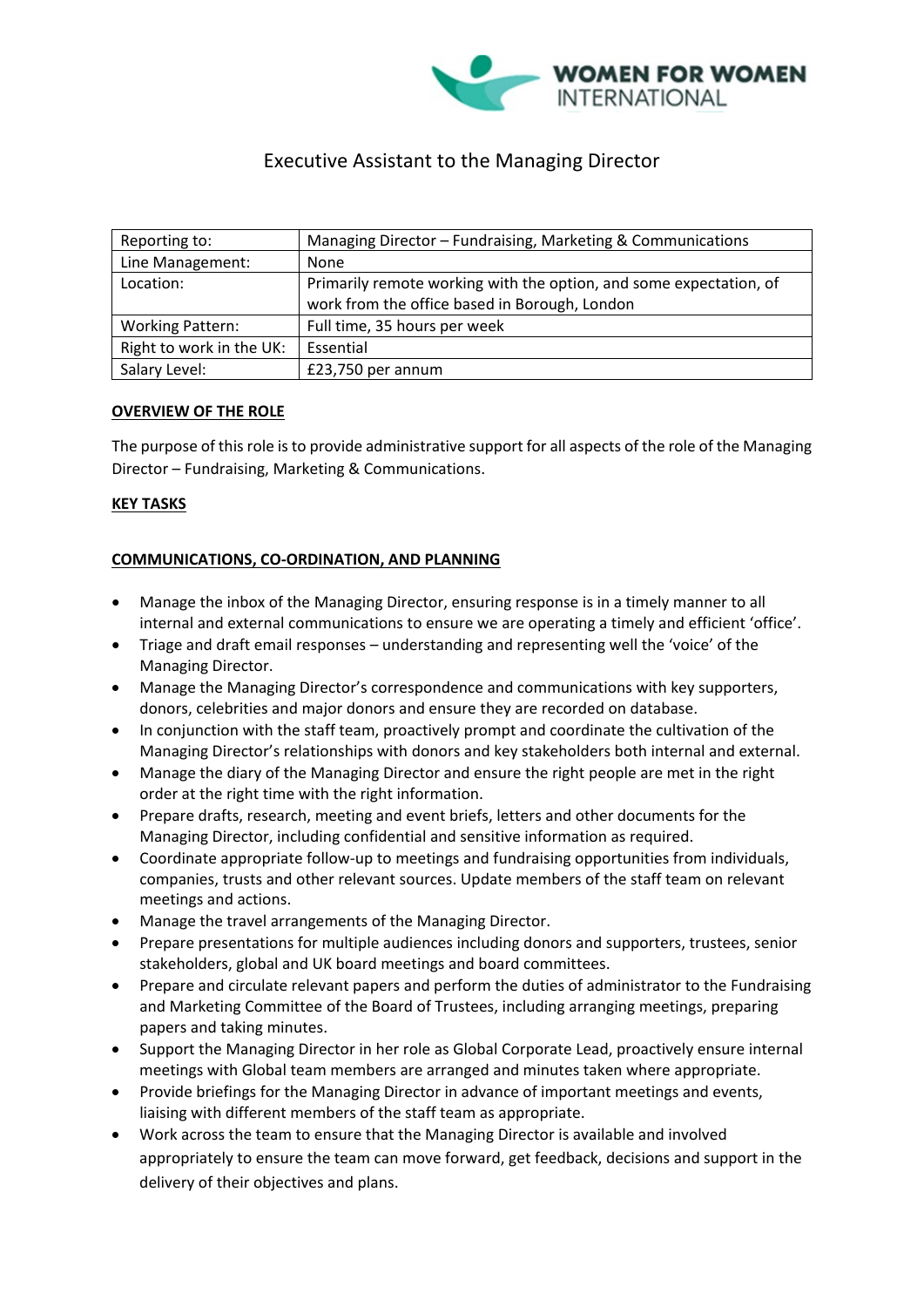# Executive Assistant to the Managing Director

| Reporting to: | Managing Director – Fundraising, Marketing & Communications |
|---|---|
| Line Management: | None |
| Location: | Primarily remote working with the option, and some expectation, of work from the office based in Borough, London |
| Working Pattern: | Full time, 35 hours per week |
| Right to work in the UK: | Essential |
| Salary Level: | £23,750 per annum |

## OVERVIEW OF THE ROLE

The purpose of this role is to provide administrative support for all aspects of the role of the Managing Director – Fundraising, Marketing & Communications.

## KEY TASKS

### COMMUNICATIONS, CO-ORDINATION, AND PLANNING

- Manage the inbox of the Managing Director, ensuring response is in a timely manner to all internal and external communications to ensure we are operating a timely and efficient 'office'.
- Triage and draft email responses – understanding and representing well the 'voice' of the Managing Director.
- Manage the Managing Director's correspondence and communications with key supporters, donors, celebrities and major donors and ensure they are recorded on database.
- In conjunction with the staff team, proactively prompt and coordinate the cultivation of the Managing Director's relationships with donors and key stakeholders both internal and external.
- Manage the diary of the Managing Director and ensure the right people are met in the right order at the right time with the right information.
- Prepare drafts, research, meeting and event briefs, letters and other documents for the Managing Director, including confidential and sensitive information as required.
- Coordinate appropriate follow-up to meetings and fundraising opportunities from individuals, companies, trusts and other relevant sources. Update members of the staff team on relevant meetings and actions.
- Manage the travel arrangements of the Managing Director.
- Prepare presentations for multiple audiences including donors and supporters, trustees, senior stakeholders, global and UK board meetings and board committees.
- Prepare and circulate relevant papers and perform the duties of administrator to the Fundraising and Marketing Committee of the Board of Trustees, including arranging meetings, preparing papers and taking minutes.
- Support the Managing Director in her role as Global Corporate Lead, proactively ensure internal meetings with Global team members are arranged and minutes taken where appropriate.
- Provide briefings for the Managing Director in advance of important meetings and events, liaising with different members of the staff team as appropriate.
- Work across the team to ensure that the Managing Director is available and involved appropriately to ensure the team can move forward, get feedback, decisions and support in the delivery of their objectives and plans.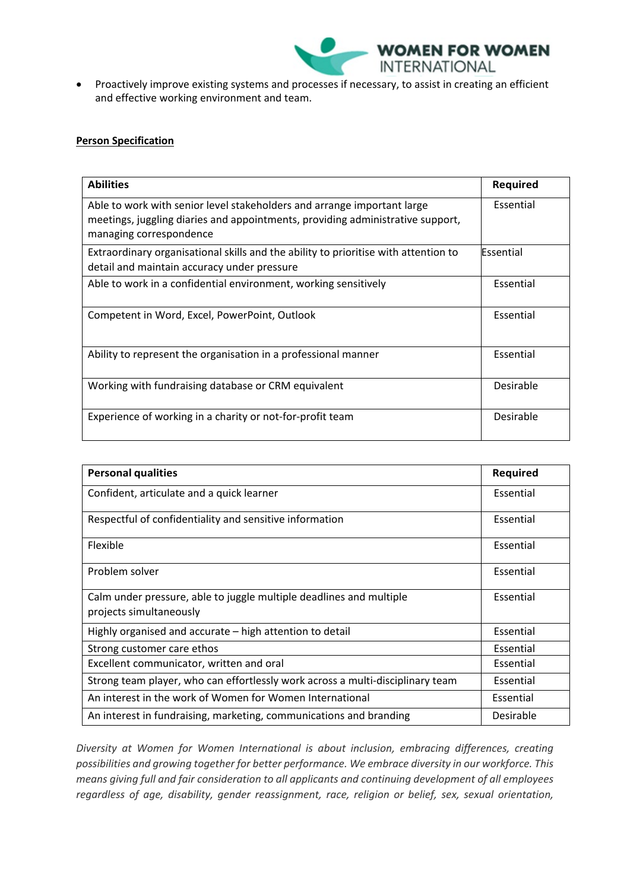- Proactively improve existing systems and processes if necessary, to assist in creating an efficient and effective working environment and team.

**Person Specification**

| **Abilities** | **Required** |
|---|---|
| Able to work with senior level stakeholders and arrange important large meetings, juggling diaries and appointments, providing administrative support, managing correspondence | Essential |
| Extraordinary organisational skills and the ability to prioritise with attention to detail and maintain accuracy under pressure | Essential |
| Able to work in a confidential environment, working sensitively | Essential |
| Competent in Word, Excel, PowerPoint, Outlook | Essential |
| Ability to represent the organisation in a professional manner | Essential |
| Working with fundraising database or CRM equivalent | Desirable |
| Experience of working in a charity or not-for-profit team | Desirable |

| **Personal qualities** | **Required** |
|---|---|
| Confident, articulate and a quick learner | Essential |
| Respectful of confidentiality and sensitive information | Essential |
| Flexible | Essential |
| Problem solver | Essential |
| Calm under pressure, able to juggle multiple deadlines and multiple projects simultaneously | Essential |
| Highly organised and accurate – high attention to detail | Essential |
| Strong customer care ethos | Essential |
| Excellent communicator, written and oral | Essential |
| Strong team player, who can effortlessly work across a multi-disciplinary team | Essential |
| An interest in the work of Women for Women International | Essential |
| An interest in fundraising, marketing, communications and branding | Desirable |

*Diversity at Women for Women International is about inclusion, embracing differences, creating possibilities and growing together for better performance. We embrace diversity in our workforce. This means giving full and fair consideration to all applicants and continuing development of all employees regardless of age, disability, gender reassignment, race, religion or belief, sex, sexual orientation,*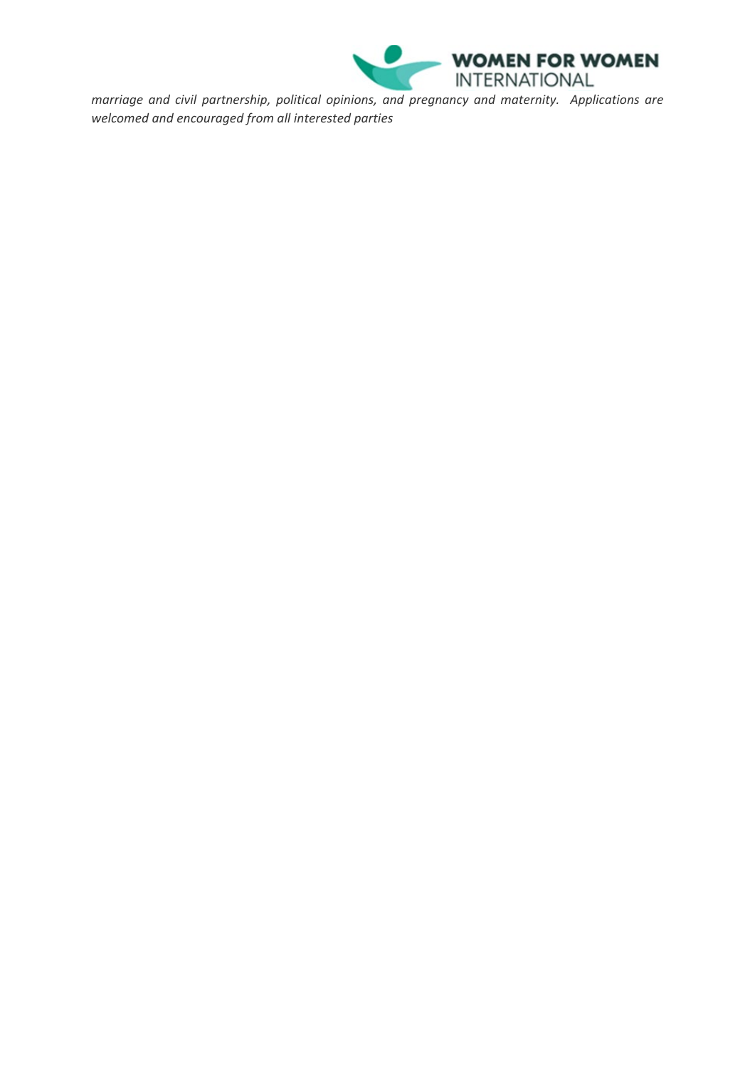*marriage and civil partnership, political opinions, and pregnancy and maternity. Applications are welcomed and encouraged from all interested parties*